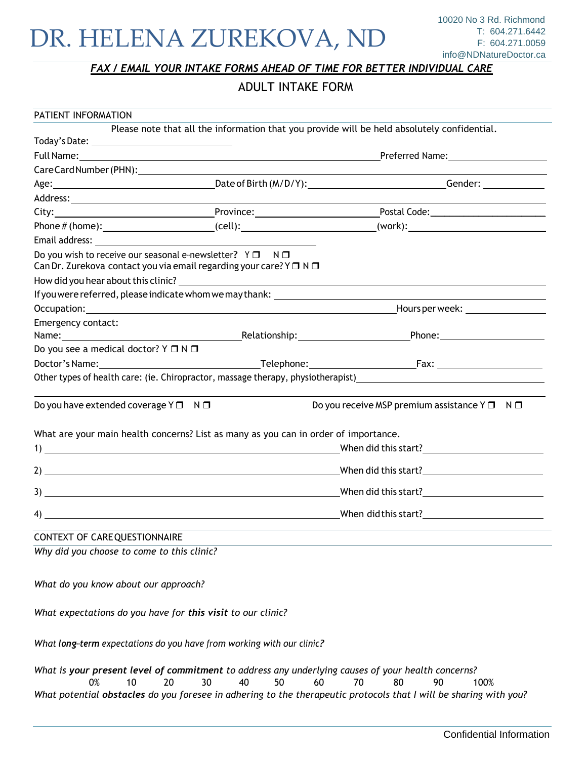# DR. HELENA ZUREKOVA, ND

10020 No 3 Rd. Richmond
T: 604.271.6442
F: 604.271.0059
info@NDNatureDoctor.ca

***FAX / EMAIL YOUR INTAKE FORMS AHEAD OF TIME FOR BETTER INDIVIDUAL CARE***

## ADULT INTAKE FORM

### PATIENT INFORMATION

Please note that all the information that you provide will be held absolutely confidential.

Today's Date: ____________________

Full Name: ______________________________ Preferred Name: ____________________

Care Card Number (PHN): ______________________________

Age: ____________ Date of Birth (M/D/Y): ____________________ Gender: ____________

Address: ______________________________

City: ____________________ Province: ____________________ Postal Code: ____________________

Phone # (home): ____________________ (cell): ____________________ (work): ____________________

Email address: ______________________________

Do you wish to receive our seasonal e-newsletter? Y ❒ N ❒
Can Dr. Zurekova contact you via email regarding your care? Y ❒ N ❒

How did you hear about this clinic? ______________________________

If you were referred, please indicate whom we may thank: ______________________________

Occupation: ______________________________ Hours per week: ____________

Emergency contact:
Name: ____________________ Relationship: ____________________ Phone: ____________________

Do you see a medical doctor? Y ❒ N ❒

Doctor's Name: ____________________ Telephone: ____________________ Fax: ____________________

Other types of health care: (ie. Chiropractor, massage therapy, physiotherapist) ______________________________

Do you have extended coverage Y ❒ N ❒ Do you receive MSP premium assistance Y ❒ N ❒

What are your main health concerns? List as many as you can in order of importance.

1) ______________________________ When did this start? ____________________

2) ______________________________ When did this start? ____________________

3) ______________________________ When did this start? ____________________

4) ______________________________ When did this start? ____________________

### CONTEXT OF CARE QUESTIONNAIRE

*Why did you choose to come to this clinic?*

*What do you know about our approach?*

*What expectations do you have for **this visit** to our clinic?*

*What **long-term** expectations do you have from working with our clinic?*

*What is **your present level of commitment** to address any underlying causes of your health concerns?*

0% 10 20 30 40 50 60 70 80 90 100%

*What potential **obstacles** do you foresee in adhering to the therapeutic protocols that I will be sharing with you?*

Confidential Information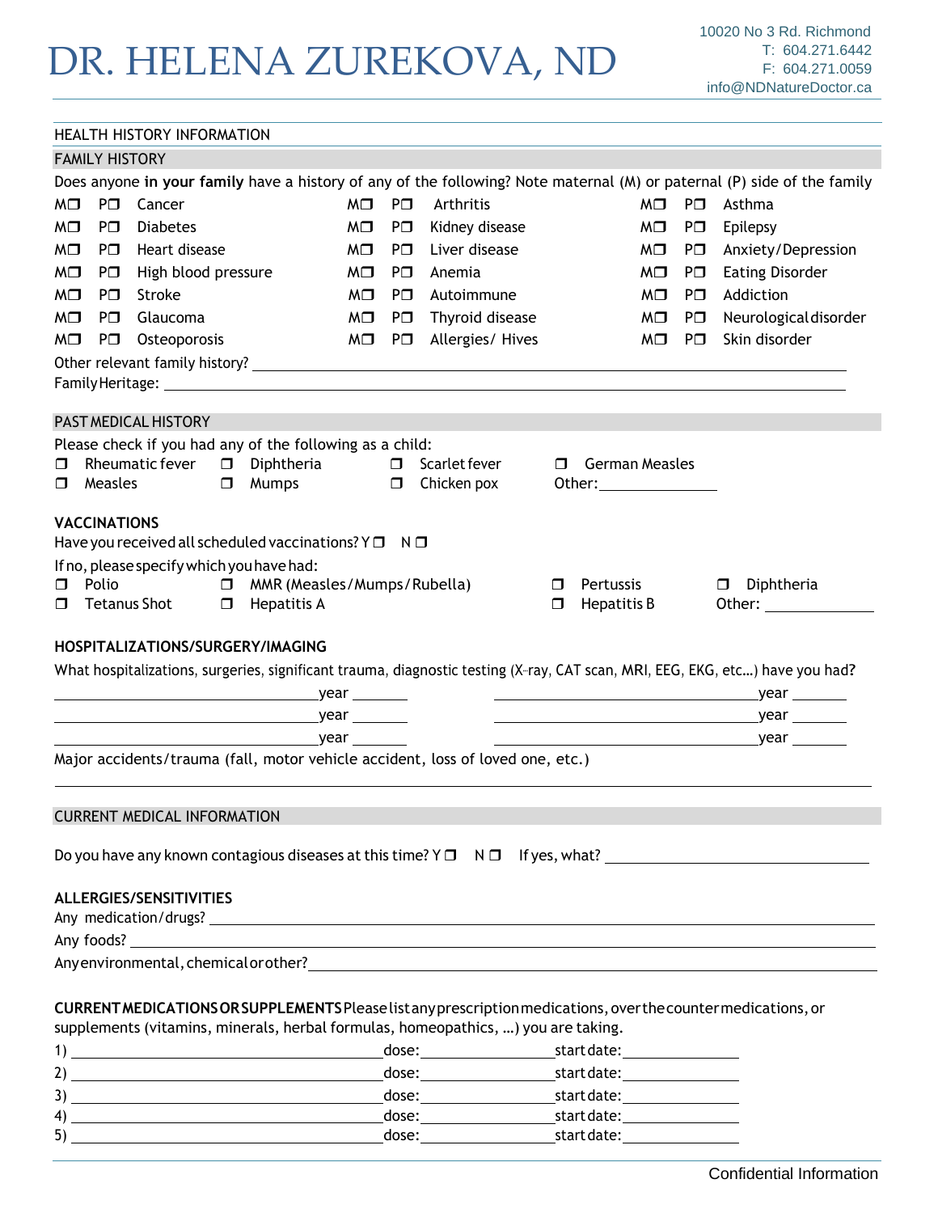# DR. HELENA ZUREKOVA, ND

10020 No 3 Rd. Richmond
T: 604.271.6442
F: 604.271.0059
info@NDNatureDoctor.ca

## HEALTH HISTORY INFORMATION

### FAMILY HISTORY

Does anyone **in your family** have a history of any of the following? Note maternal (M) or paternal (P) side of the family

| | | | | | | | | |
|---|---|---|---|---|---|---|---|---|
| M❒ | P❒ | Cancer | M❒ | P❒ | Arthritis | M❒ | P❒ | Asthma |
| M❒ | P❒ | Diabetes | M❒ | P❒ | Kidney disease | M❒ | P❒ | Epilepsy |
| M❒ | P❒ | Heart disease | M❒ | P❒ | Liver disease | M❒ | P❒ | Anxiety/Depression |
| M❒ | P❒ | High blood pressure | M❒ | P❒ | Anemia | M❒ | P❒ | Eating Disorder |
| M❒ | P❒ | Stroke | M❒ | P❒ | Autoimmune | M❒ | P❒ | Addiction |
| M❒ | P❒ | Glaucoma | M❒ | P❒ | Thyroid disease | M❒ | P❒ | Neurological disorder |
| M❒ | P❒ | Osteoporosis | M❒ | P❒ | Allergies/ Hives | M❒ | P❒ | Skin disorder |

Other relevant family history? ______________________________

Family Heritage: ______________________________

### PAST MEDICAL HISTORY

Please check if you had any of the following as a child:

❒ Rheumatic fever ❒ Diphtheria ❒ Scarlet fever ❒ German Measles
❒ Measles ❒ Mumps ❒ Chicken pox Other: ____________

**VACCINATIONS**

Have you received all scheduled vaccinations? Y ❒ N ❒

If no, please specify which you have had:

❒ Polio ❒ MMR (Measles/Mumps/Rubella) ❒ Pertussis ❒ Diphtheria
❒ Tetanus Shot ❒ Hepatitis A ❒ Hepatitis B Other: ____________

**HOSPITALIZATIONS/SURGERY/IMAGING**

What hospitalizations, surgeries, significant trauma, diagnostic testing (X-ray, CAT scan, MRI, EEG, EKG, etc…) have you had?

____________ year ______ ____________ year ______
____________ year ______ ____________ year ______
____________ year ______ ____________ year ______

Major accidents/trauma (fall, motor vehicle accident, loss of loved one, etc.)

______________________________

### CURRENT MEDICAL INFORMATION

Do you have any known contagious diseases at this time? Y ❒ N ❒ If yes, what? ____________

**ALLERGIES/SENSITIVITIES**

Any medication/drugs? ______________________________

Any foods? ______________________________

Any environmental, chemical or other? ______________________________

**CURRENT MEDICATIONS OR SUPPLEMENTS** Please list any prescription medications, over the counter medications, or supplements (vitamins, minerals, herbal formulas, homeopathics, …) you are taking.

1) ____________ dose: ____________ start date: ____________
2) ____________ dose: ____________ start date: ____________
3) ____________ dose: ____________ start date: ____________
4) ____________ dose: ____________ start date: ____________
5) ____________ dose: ____________ start date: ____________

Confidential Information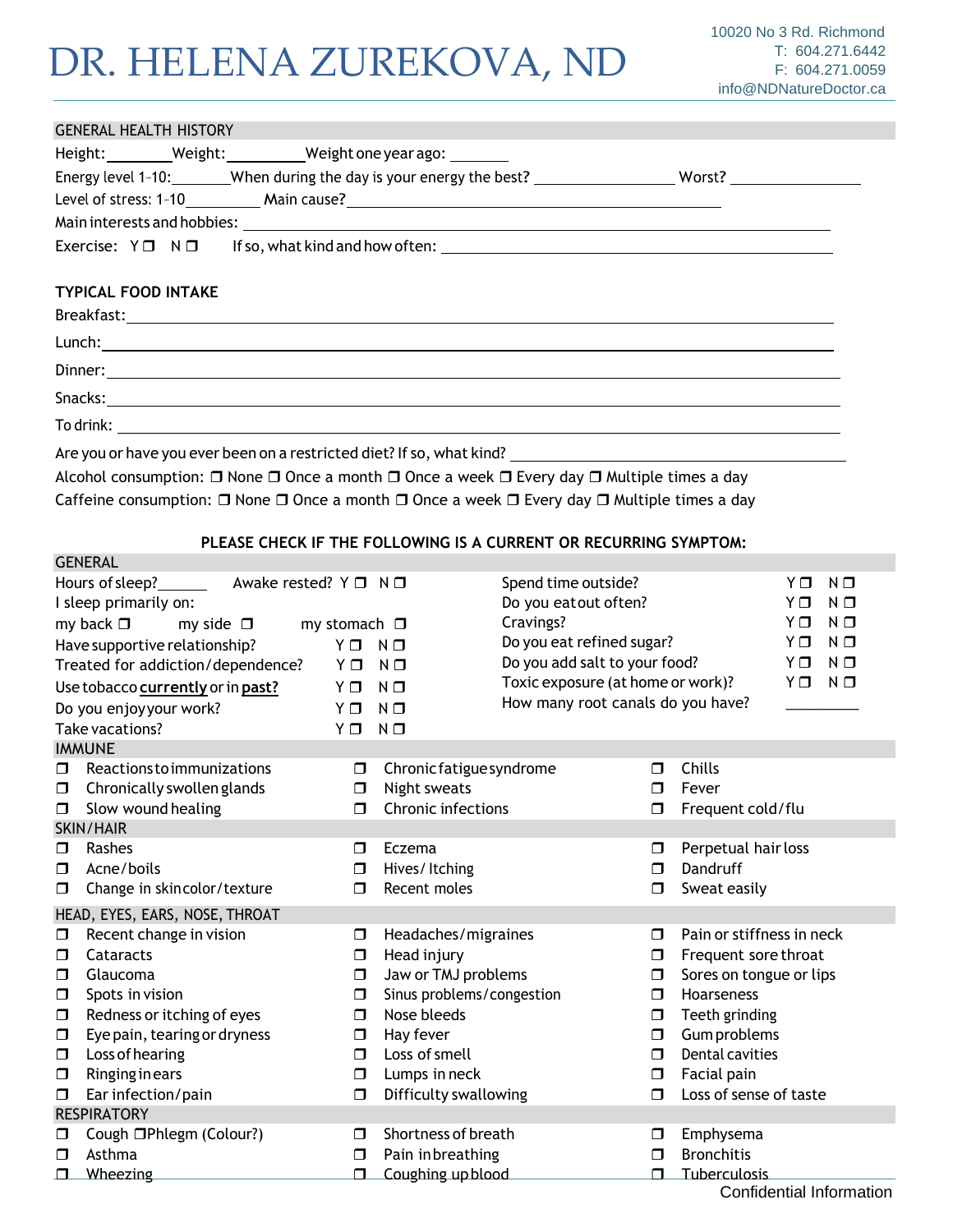# DR. HELENA ZUREKOVA, ND

10020 No 3 Rd. Richmond
T: 604.271.6442
F: 604.271.0059
info@NDNatureDoctor.ca

## GENERAL HEALTH HISTORY

Height: ________ Weight: _________ Weight one year ago: _______

Energy level 1-10: _______ When during the day is your energy the best? ________________ Worst? _______________

Level of stress: 1-10 _________ Main cause? ____________________________________________

Main interests and hobbies: ____________________________________________________________

Exercise: Y ❒ N ❒ If so, what kind and how often: ______________________________________________

## TYPICAL FOOD INTAKE

Breakfast: ____________________________________________________________________

Lunch: ____________________________________________________________________

Dinner: ____________________________________________________________________

Snacks: ____________________________________________________________________

To drink: ____________________________________________________________________

Are you or have you ever been on a restricted diet? If so, what kind? _______________________________

Alcohol consumption: ❒ None ❒ Once a month ❒ Once a week ❒ Every day ❒ Multiple times a day

Caffeine consumption: ❒ None ❒ Once a month ❒ Once a week ❒ Every day ❒ Multiple times a day

**PLEASE CHECK IF THE FOLLOWING IS A CURRENT OR RECURRING SYMPTOM:**

### GENERAL

Hours of sleep? ______ Awake rested? Y ❒ N ❒

I sleep primarily on:

my back ❒ my side ❒ my stomach ❒

Have supportive relationship? Y ❒ N ❒

Treated for addiction/dependence? Y ❒ N ❒

Use tobacco **currently** or in **past?** Y ❒ N ❒

Do you enjoy your work? Y ❒ N ❒

Take vacations? Y ❒ N ❒

Spend time outside? Y ❒ N ❒

Do you eat out often? Y ❒ N ❒

Cravings? Y ❒ N ❒

Do you eat refined sugar? Y ❒ N ❒

Do you add salt to your food? Y ❒ N ❒

Toxic exposure (at home or work)? Y ❒ N ❒

How many root canals do you have? _________

### IMMUNE

| | | |
|---|---|---|
| ❒ Reactions to immunizations | ❒ Chronic fatigue syndrome | ❒ Chills |
| ❒ Chronically swollen glands | ❒ Night sweats | ❒ Fever |
| ❒ Slow wound healing | ❒ Chronic infections | ❒ Frequent cold/flu |

### SKIN/HAIR

| | | |
|---|---|---|
| ❒ Rashes | ❒ Eczema | ❒ Perpetual hair loss |
| ❒ Acne/boils | ❒ Hives/ Itching | ❒ Dandruff |
| ❒ Change in skin color/texture | ❒ Recent moles | ❒ Sweat easily |

### HEAD, EYES, EARS, NOSE, THROAT

| | | |
|---|---|---|
| ❒ Recent change in vision | ❒ Headaches/migraines | ❒ Pain or stiffness in neck |
| ❒ Cataracts | ❒ Head injury | ❒ Frequent sore throat |
| ❒ Glaucoma | ❒ Jaw or TMJ problems | ❒ Sores on tongue or lips |
| ❒ Spots in vision | ❒ Sinus problems/congestion | ❒ Hoarseness |
| ❒ Redness or itching of eyes | ❒ Nose bleeds | ❒ Teeth grinding |
| ❒ Eye pain, tearing or dryness | ❒ Hay fever | ❒ Gum problems |
| ❒ Loss of hearing | ❒ Loss of smell | ❒ Dental cavities |
| ❒ Ringing in ears | ❒ Lumps in neck | ❒ Facial pain |
| ❒ Ear infection/pain | ❒ Difficulty swallowing | ❒ Loss of sense of taste |

### RESPIRATORY

| | | |
|---|---|---|
| ❒ Cough ❒ Phlegm (Colour?) | ❒ Shortness of breath | ❒ Emphysema |
| ❒ Asthma | ❒ Pain in breathing | ❒ Bronchitis |
| ❒ Wheezing | ❒ Coughing up blood | ❒ Tuberculosis |

Confidential Information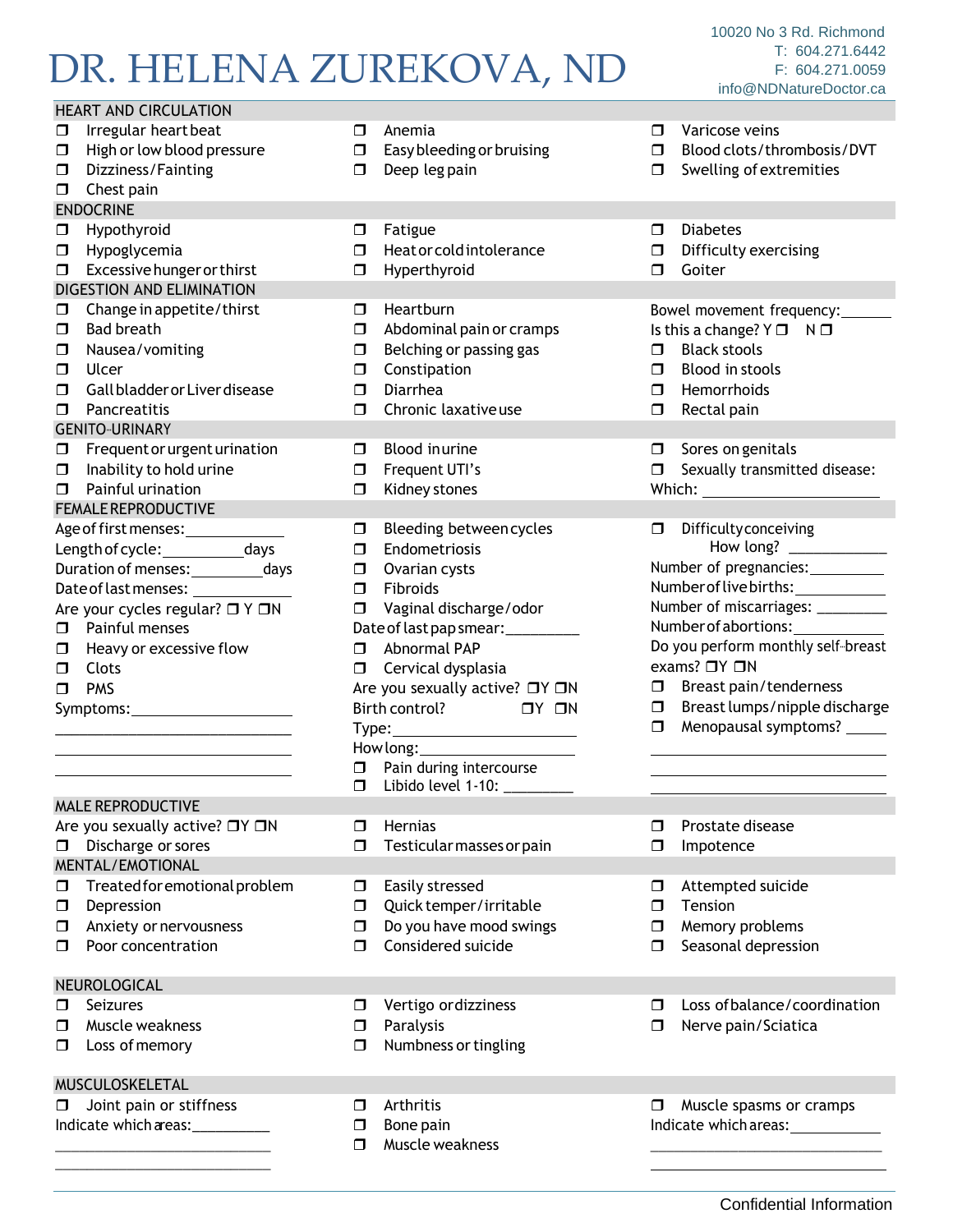# DR. HELENA ZUREKOVA, ND

10020 No 3 Rd. Richmond
T: 604.271.6442
F: 604.271.0059
info@NDNatureDoctor.ca

## HEART AND CIRCULATION

- ❒ Irregular heart beat
- ❒ High or low blood pressure
- ❒ Dizziness/Fainting
- ❒ Chest pain
- ❒ Anemia
- ❒ Easy bleeding or bruising
- ❒ Deep leg pain
- ❒ Varicose veins
- ❒ Blood clots/thrombosis/DVT
- ❒ Swelling of extremities

## ENDOCRINE

- ❒ Hypothyroid
- ❒ Hypoglycemia
- ❒ Excessive hunger or thirst
- ❒ Fatigue
- ❒ Heat or cold intolerance
- ❒ Hyperthyroid
- ❒ Diabetes
- ❒ Difficulty exercising
- ❒ Goiter

## DIGESTION AND ELIMINATION

- ❒ Change in appetite/thirst
- ❒ Bad breath
- ❒ Nausea/vomiting
- ❒ Ulcer
- ❒ Gall bladder or Liver disease
- ❒ Pancreatitis
- ❒ Heartburn
- ❒ Abdominal pain or cramps
- ❒ Belching or passing gas
- ❒ Constipation
- ❒ Diarrhea
- ❒ Chronic laxative use

Bowel movement frequency:______

Is this a change? Y ❒ N ❒

- ❒ Black stools
- ❒ Blood in stools
- ❒ Hemorrhoids
- ❒ Rectal pain

## GENITO-URINARY

- ❒ Frequent or urgent urination
- ❒ Inability to hold urine
- ❒ Painful urination
- ❒ Blood in urine
- ❒ Frequent UTI's
- ❒ Kidney stones
- ❒ Sores on genitals
- ❒ Sexually transmitted disease:

Which: ____________________

## FEMALE REPRODUCTIVE

Age of first menses:____________

Length of cycle:__________days

Duration of menses:_________days

Date of last menses: ____________

Are your cycles regular? ❒ Y ❒N

- ❒ Painful menses
- ❒ Heavy or excessive flow
- ❒ Clots
- ❒ PMS

Symptoms:____________________

______________________________

______________________________

______________________________

- ❒ Bleeding between cycles
- ❒ Endometriosis
- ❒ Ovarian cysts
- ❒ Fibroids
- ❒ Vaginal discharge/odor

Date of last pap smear:_________

- ❒ Abnormal PAP
- ❒ Cervical dysplasia

Are you sexually active? ❒Y ❒N

Birth control? ❒Y ❒N

Type:_______________________

How long:____________________

- ❒ Pain during intercourse
- ❒ Libido level 1-10: ________

- ❒ Difficulty conceiving
  How long? ____________

Number of pregnancies:_________

Number of live births:___________

Number of miscarriages: _________

Number of abortions:___________

Do you perform monthly self-breast exams? ❒Y ❒N

- ❒ Breast pain/tenderness
- ❒ Breast lumps/nipple discharge
- ❒ Menopausal symptoms? _____

______________________________

______________________________

______________________________

## MALE REPRODUCTIVE

Are you sexually active? ❒Y ❒N

- ❒ Discharge or sores
- ❒ Hernias
- ❒ Testicular masses or pain
- ❒ Prostate disease
- ❒ Impotence

## MENTAL/EMOTIONAL

- ❒ Treated for emotional problem
- ❒ Depression
- ❒ Anxiety or nervousness
- ❒ Poor concentration
- ❒ Easily stressed
- ❒ Quick temper/irritable
- ❒ Do you have mood swings
- ❒ Considered suicide
- ❒ Attempted suicide
- ❒ Tension
- ❒ Memory problems
- ❒ Seasonal depression

## NEUROLOGICAL

- ❒ Seizures
- ❒ Muscle weakness
- ❒ Loss of memory
- ❒ Vertigo or dizziness
- ❒ Paralysis
- ❒ Numbness or tingling
- ❒ Loss of balance/coordination
- ❒ Nerve pain/Sciatica

## MUSCULOSKELETAL

- ❒ Joint pain or stiffness

Indicate which areas:__________

______________________________

______________________________

- ❒ Arthritis
- ❒ Bone pain
- ❒ Muscle weakness

- ❒ Muscle spasms or cramps

Indicate which areas:__________

______________________________

______________________________

Confidential Information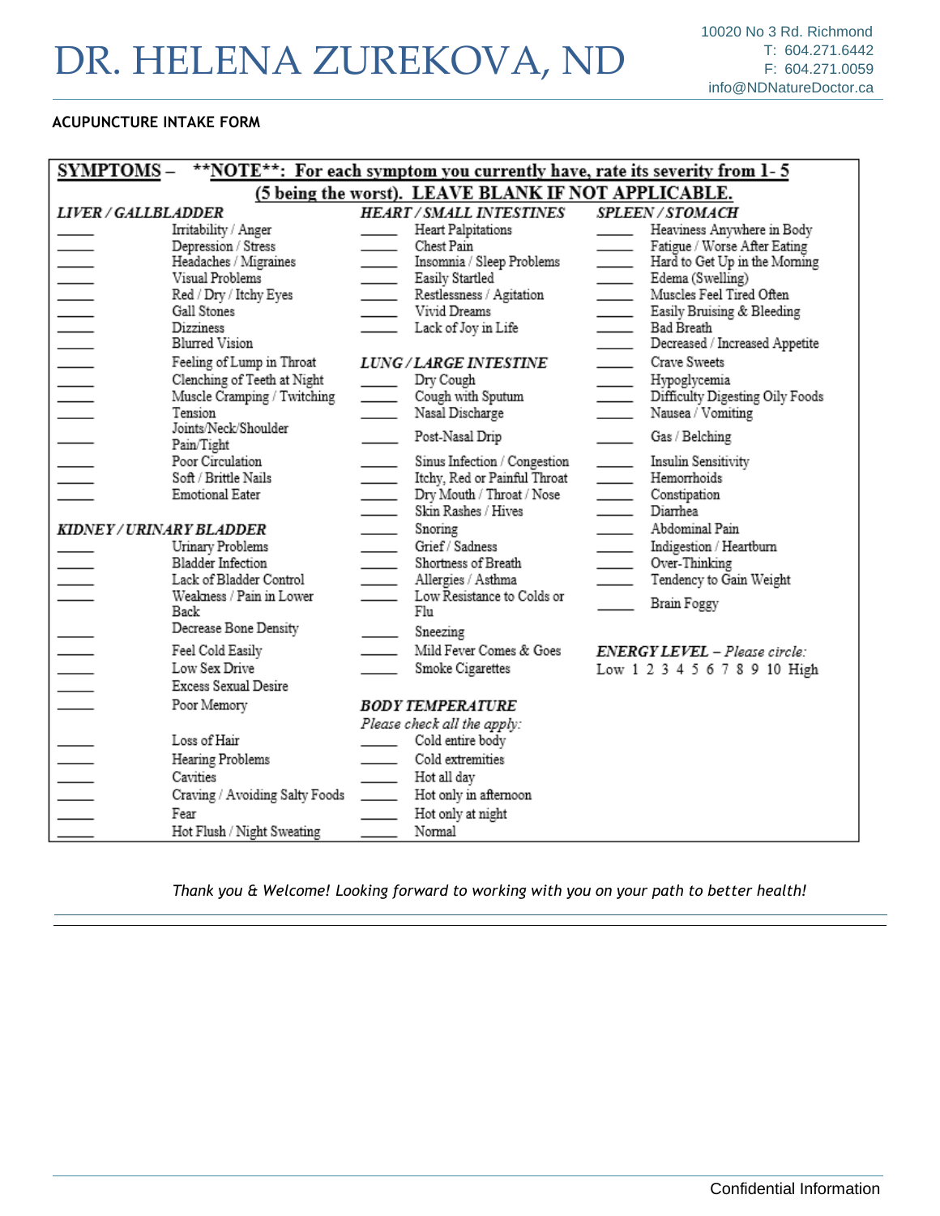# DR. HELENA ZUREKOVA, ND

10020 No 3 Rd. Richmond
T: 604.271.6442
F: 604.271.0059
info@NDNatureDoctor.ca

**ACUPUNCTURE INTAKE FORM**

**SYMPTOMS – \*\*NOTE\*\*: For each symptom you currently have, rate its severity from 1- 5 (5 being the worst). LEAVE BLANK IF NOT APPLICABLE.**

***LIVER / GALLBLADDER***

_____ Irritability / Anger
_____ Depression / Stress
_____ Headaches / Migraines
_____ Visual Problems
_____ Red / Dry / Itchy Eyes
_____ Gall Stones
_____ Dizziness
_____ Blurred Vision
_____ Feeling of Lump in Throat
_____ Clenching of Teeth at Night
_____ Muscle Cramping / Twitching
_____ Tension
_____ Joints/Neck/Shoulder Pain/Tight
_____ Poor Circulation
_____ Soft / Brittle Nails
_____ Emotional Eater

***KIDNEY / URINARY BLADDER***

_____ Urinary Problems
_____ Bladder Infection
_____ Lack of Bladder Control
_____ Weakness / Pain in Lower Back
_____ Decrease Bone Density
_____ Feel Cold Easily
_____ Low Sex Drive
_____ Excess Sexual Desire
_____ Poor Memory
_____ Loss of Hair
_____ Hearing Problems
_____ Cavities
_____ Craving / Avoiding Salty Foods
_____ Fear
_____ Hot Flush / Night Sweating

***HEART / SMALL INTESTINES***

_____ Heart Palpitations
_____ Chest Pain
_____ Insomnia / Sleep Problems
_____ Easily Startled
_____ Restlessness / Agitation
_____ Vivid Dreams
_____ Lack of Joy in Life

***LUNG / LARGE INTESTINE***

_____ Dry Cough
_____ Cough with Sputum
_____ Nasal Discharge
_____ Post-Nasal Drip
_____ Sinus Infection / Congestion
_____ Itchy, Red or Painful Throat
_____ Dry Mouth / Throat / Nose
_____ Skin Rashes / Hives
_____ Snoring
_____ Grief / Sadness
_____ Shortness of Breath
_____ Allergies / Asthma
_____ Low Resistance to Colds or Flu
_____ Sneezing
_____ Mild Fever Comes & Goes
_____ Smoke Cigarettes

***BODY TEMPERATURE***

*Please check all the apply:*

_____ Cold entire body
_____ Cold extremities
_____ Hot all day
_____ Hot only in afternoon
_____ Hot only at night
_____ Normal

***SPLEEN / STOMACH***

_____ Heaviness Anywhere in Body
_____ Fatigue / Worse After Eating
_____ Hard to Get Up in the Morning
_____ Edema (Swelling)
_____ Muscles Feel Tired Often
_____ Easily Bruising & Bleeding
_____ Bad Breath
_____ Decreased / Increased Appetite
_____ Crave Sweets
_____ Hypoglycemia
_____ Difficulty Digesting Oily Foods
_____ Nausea / Vomiting
_____ Gas / Belching
_____ Insulin Sensitivity
_____ Hemorrhoids
_____ Constipation
_____ Diarrhea
_____ Abdominal Pain
_____ Indigestion / Heartburn
_____ Over-Thinking
_____ Tendency to Gain Weight
_____ Brain Foggy

***ENERGY LEVEL** – Please circle:*

Low 1 2 3 4 5 6 7 8 9 10 High

*Thank you & Welcome! Looking forward to working with you on your path to better health!*

Confidential Information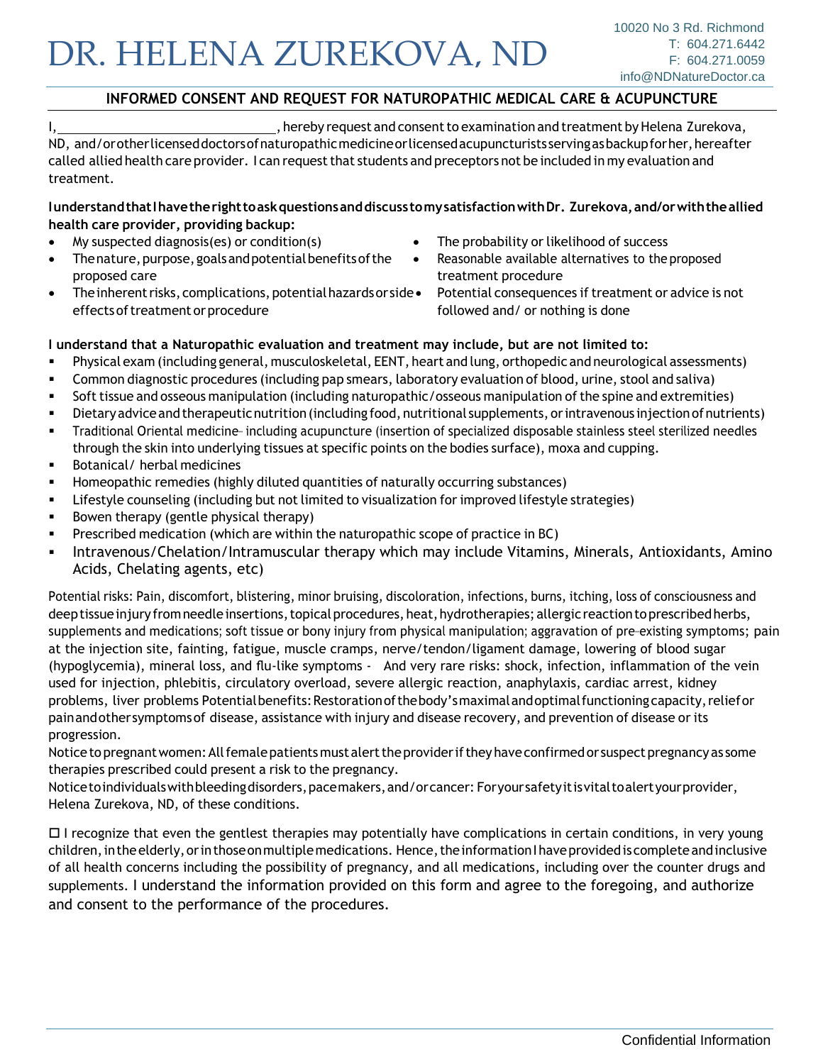# DR. HELENA ZUREKOVA, ND

10020 No 3 Rd. Richmond
T: 604.271.6442
F: 604.271.0059
info@NDNatureDoctor.ca

## INFORMED CONSENT AND REQUEST FOR NATUROPATHIC MEDICAL CARE & ACUPUNCTURE

I, ______________________________, hereby request and consent to examination and treatment by Helena Zurekova, ND, and/or other licensed doctors of naturopathic medicine or licensed acupuncturists serving as backup for her, hereafter called allied health care provider. I can request that students and preceptors not be included in my evaluation and treatment.

**I understand that I have the right to ask questions and discuss to my satisfaction with Dr. Zurekova, and/or with the allied health care provider, providing backup:**

- My suspected diagnosis(es) or condition(s)
- The nature, purpose, goals and potential benefits of the proposed care
- The inherent risks, complications, potential hazards or side effects of treatment or procedure
- The probability or likelihood of success
- Reasonable available alternatives to the proposed treatment procedure
- Potential consequences if treatment or advice is not followed and/ or nothing is done

**I understand that a Naturopathic evaluation and treatment may include, but are not limited to:**

- Physical exam (including general, musculoskeletal, EENT, heart and lung, orthopedic and neurological assessments)
- Common diagnostic procedures (including pap smears, laboratory evaluation of blood, urine, stool and saliva)
- Soft tissue and osseous manipulation (including naturopathic/osseous manipulation of the spine and extremities)
- Dietary advice and therapeutic nutrition (including food, nutritional supplements, or intravenous injection of nutrients)
- Traditional Oriental medicine- including acupuncture (insertion of specialized disposable stainless steel sterilized needles through the skin into underlying tissues at specific points on the bodies surface), moxa and cupping.
- Botanical/ herbal medicines
- Homeopathic remedies (highly diluted quantities of naturally occurring substances)
- Lifestyle counseling (including but not limited to visualization for improved lifestyle strategies)
- Bowen therapy (gentle physical therapy)
- Prescribed medication (which are within the naturopathic scope of practice in BC)
- Intravenous/Chelation/Intramuscular therapy which may include Vitamins, Minerals, Antioxidants, Amino Acids, Chelating agents, etc)

Potential risks: Pain, discomfort, blistering, minor bruising, discoloration, infections, burns, itching, loss of consciousness and deep tissue injury from needle insertions, topical procedures, heat, hydrotherapies; allergic reaction to prescribed herbs, supplements and medications; soft tissue or bony injury from physical manipulation; aggravation of pre-existing symptoms; pain at the injection site, fainting, fatigue, muscle cramps, nerve/tendon/ligament damage, lowering of blood sugar (hypoglycemia), mineral loss, and flu-like symptoms - And very rare risks: shock, infection, inflammation of the vein used for injection, phlebitis, circulatory overload, severe allergic reaction, anaphylaxis, cardiac arrest, kidney problems, liver problems Potential benefits: Restoration of the body's maximal and optimal functioning capacity, relief or pain and other symptoms of disease, assistance with injury and disease recovery, and prevention of disease or its progression.

Notice to pregnant women: All female patients must alert the provider if they have confirmed or suspect pregnancy as some therapies prescribed could present a risk to the pregnancy.

Notice to individuals with bleeding disorders, pacemakers, and/or cancer: For your safety it is vital to alert your provider, Helena Zurekova, ND, of these conditions.

☐ I recognize that even the gentlest therapies may potentially have complications in certain conditions, in very young children, in the elderly, or in those on multiple medications. Hence, the information I have provided is complete and inclusive of all health concerns including the possibility of pregnancy, and all medications, including over the counter drugs and supplements. I understand the information provided on this form and agree to the foregoing, and authorize and consent to the performance of the procedures.

Confidential Information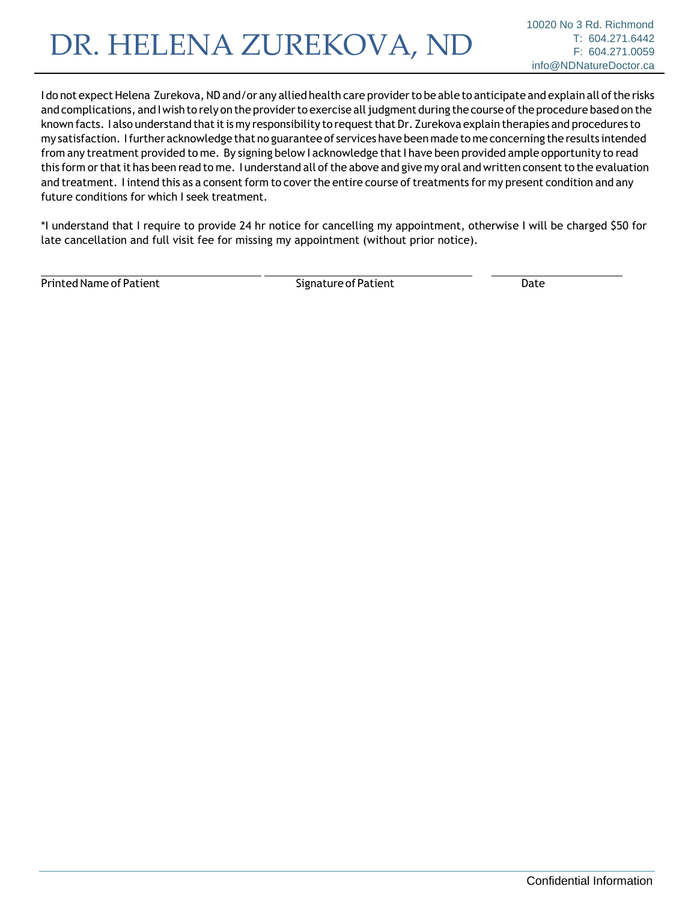I do not expect Helena Zurekova, ND and/or any allied health care provider to be able to anticipate and explain all of the risks and complications, and I wish to rely on the provider to exercise all judgment during the course of the procedure based on the known facts. I also understand that it is my responsibility to request that Dr. Zurekova explain therapies and procedures to my satisfaction. I further acknowledge that no guarantee of services have been made to me concerning the results intended from any treatment provided to me. By signing below I acknowledge that I have been provided ample opportunity to read this form or that it has been read to me. I understand all of the above and give my oral and written consent to the evaluation and treatment. I intend this as a consent form to cover the entire course of treatments for my present condition and any future conditions for which I seek treatment.

*I understand that I require to provide 24 hr notice for cancelling my appointment, otherwise I will be charged $50 for late cancellation and full visit fee for missing my appointment (without prior notice).

| | | |
|---|---|---|
| Printed Name of Patient | Signature of Patient | Date |